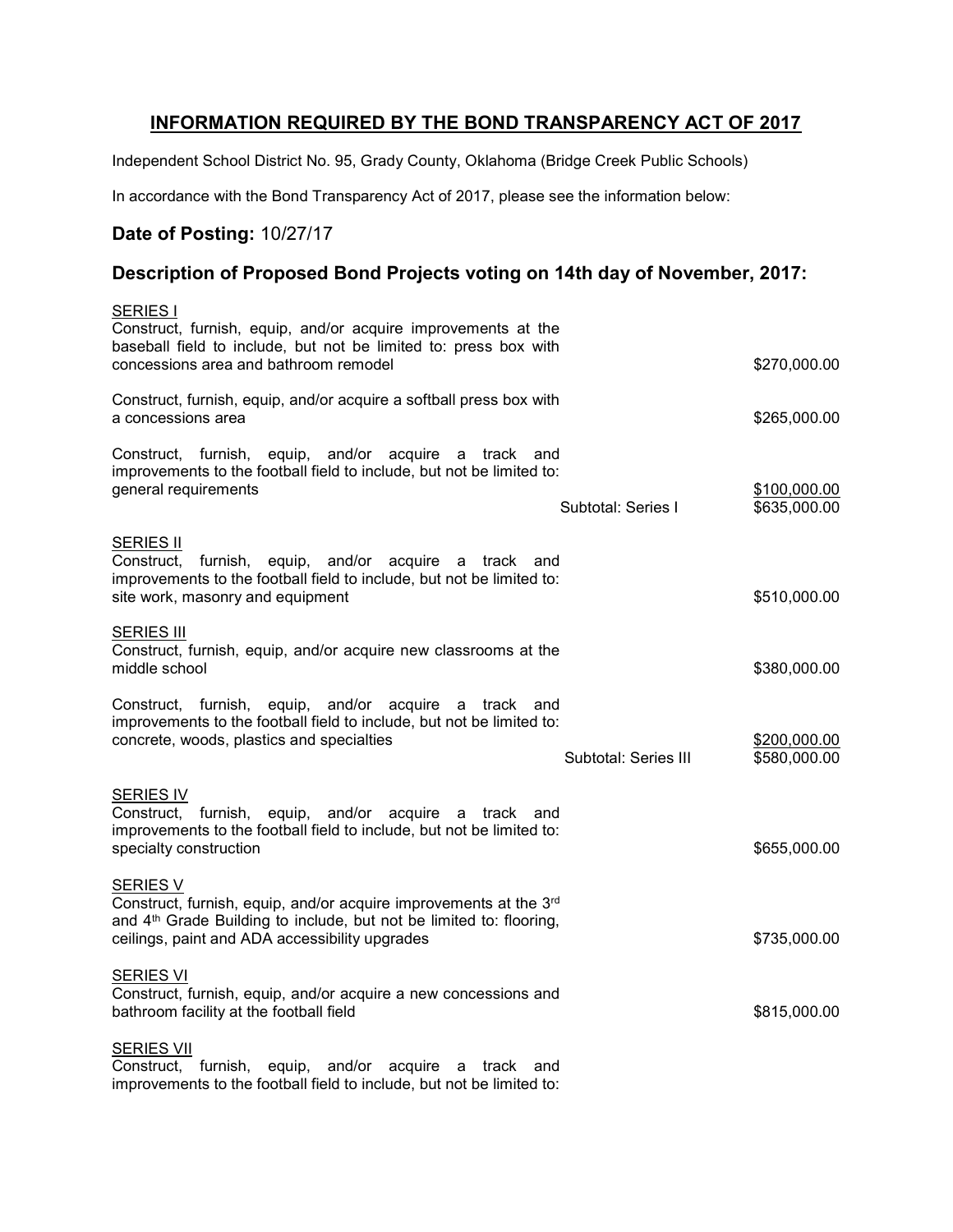## INFORMATION REQUIRED BY THE BOND TRANSPARENCY ACT OF 2017

Independent School District No. 95, Grady County, Oklahoma (Bridge Creek Public Schools)

In accordance with the Bond Transparency Act of 2017, please see the information below:

### Date of Posting: 10/27/17

### Description of Proposed Bond Projects voting on 14th day of November, 2017:

| Description | | Amount |
|---|---|---|
| **SERIES I** | | |
| Construct, furnish, equip, and/or acquire improvements at the baseball field to include, but not be limited to: press box with concessions area and bathroom remodel | | $270,000.00 |
| Construct, furnish, equip, and/or acquire a softball press box with a concessions area | | $265,000.00 |
| Construct, furnish, equip, and/or acquire a track and improvements to the football field to include, but not be limited to: general requirements | | $100,000.00 |
| | Subtotal: Series I | $635,000.00 |
| **SERIES II** | | |
| Construct, furnish, equip, and/or acquire a track and improvements to the football field to include, but not be limited to: site work, masonry and equipment | | $510,000.00 |
| **SERIES III** | | |
| Construct, furnish, equip, and/or acquire new classrooms at the middle school | | $380,000.00 |
| Construct, furnish, equip, and/or acquire a track and improvements to the football field to include, but not be limited to: concrete, woods, plastics and specialties | | $200,000.00 |
| | Subtotal: Series III | $580,000.00 |
| **SERIES IV** | | |
| Construct, furnish, equip, and/or acquire a track and improvements to the football field to include, but not be limited to: specialty construction | | $655,000.00 |
| **SERIES V** | | |
| Construct, furnish, equip, and/or acquire improvements at the 3rd and 4th Grade Building to include, but not be limited to: flooring, ceilings, paint and ADA accessibility upgrades | | $735,000.00 |
| **SERIES VI** | | |
| Construct, furnish, equip, and/or acquire a new concessions and bathroom facility at the football field | | $815,000.00 |
| **SERIES VII** | | |
| Construct, furnish, equip, and/or acquire a track and improvements to the football field to include, but not be limited to: | | |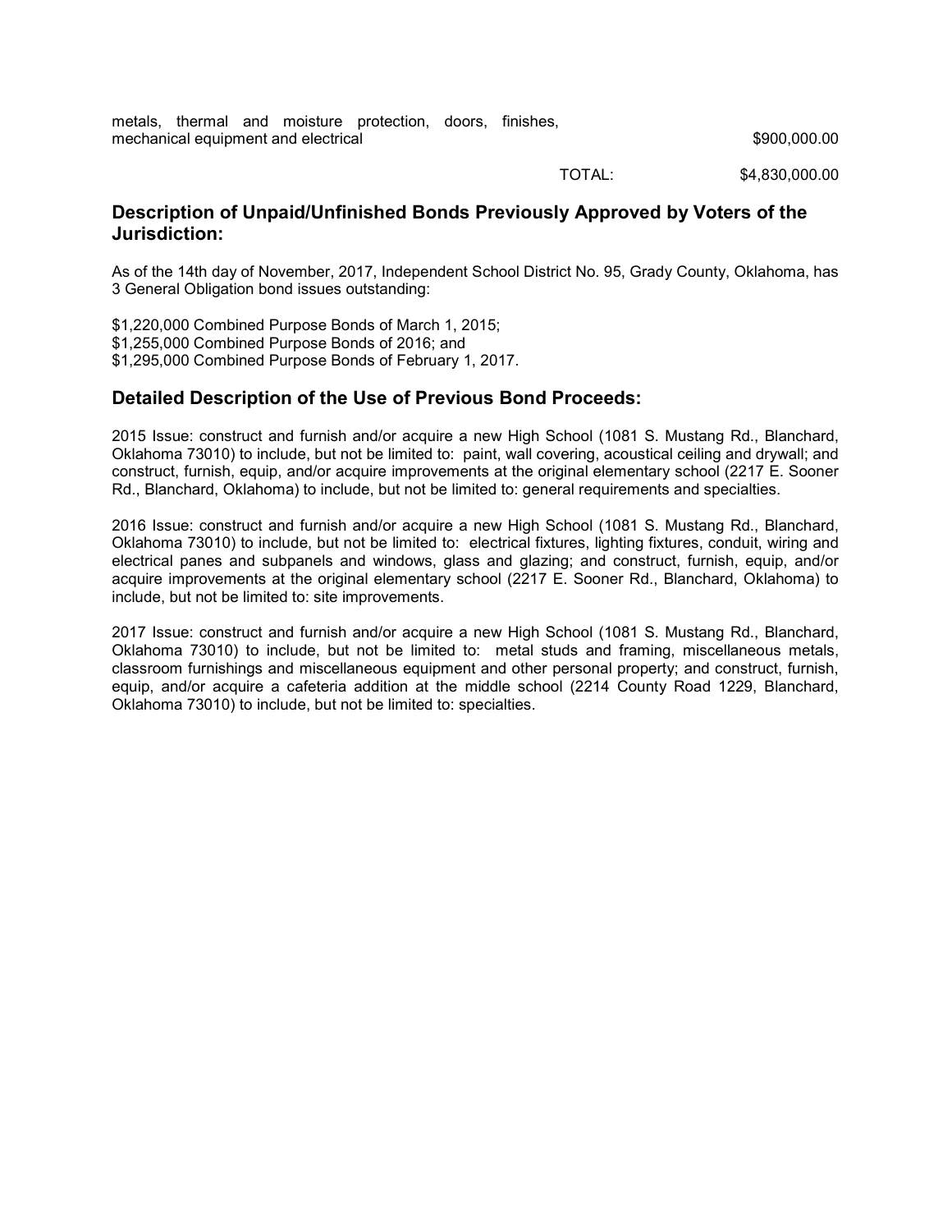metals, thermal and moisture protection, doors, finishes, mechanical equipment and electrical $900,000.00

TOTAL: $4,830,000.00

## Description of Unpaid/Unfinished Bonds Previously Approved by Voters of the Jurisdiction:

As of the 14th day of November, 2017, Independent School District No. 95, Grady County, Oklahoma, has 3 General Obligation bond issues outstanding:

$1,220,000 Combined Purpose Bonds of March 1, 2015;
$1,255,000 Combined Purpose Bonds of 2016; and
$1,295,000 Combined Purpose Bonds of February 1, 2017.

## Detailed Description of the Use of Previous Bond Proceeds:

2015 Issue: construct and furnish and/or acquire a new High School (1081 S. Mustang Rd., Blanchard, Oklahoma 73010) to include, but not be limited to: paint, wall covering, acoustical ceiling and drywall; and construct, furnish, equip, and/or acquire improvements at the original elementary school (2217 E. Sooner Rd., Blanchard, Oklahoma) to include, but not be limited to: general requirements and specialties.

2016 Issue: construct and furnish and/or acquire a new High School (1081 S. Mustang Rd., Blanchard, Oklahoma 73010) to include, but not be limited to: electrical fixtures, lighting fixtures, conduit, wiring and electrical panes and subpanels and windows, glass and glazing; and construct, furnish, equip, and/or acquire improvements at the original elementary school (2217 E. Sooner Rd., Blanchard, Oklahoma) to include, but not be limited to: site improvements.

2017 Issue: construct and furnish and/or acquire a new High School (1081 S. Mustang Rd., Blanchard, Oklahoma 73010) to include, but not be limited to: metal studs and framing, miscellaneous metals, classroom furnishings and miscellaneous equipment and other personal property; and construct, furnish, equip, and/or acquire a cafeteria addition at the middle school (2214 County Road 1229, Blanchard, Oklahoma 73010) to include, but not be limited to: specialties.